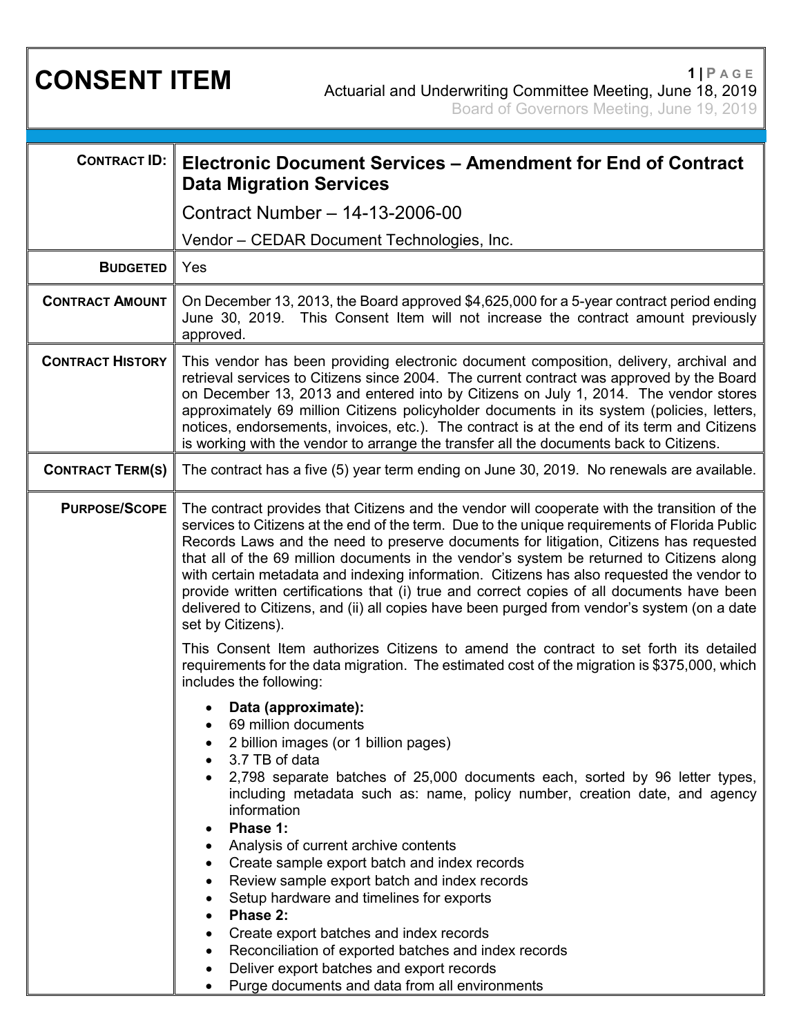# CONSENT ITEM

Actuarial and Underwriting Committee Meeting, June 18, 2019

Board of Governors Meeting, June 19, 2019

| | |
|---|---|
| **CONTRACT ID:** | **Electronic Document Services – Amendment for End of Contract Data Migration Services**<br>Contract Number – 14-13-2006-00<br>Vendor – CEDAR Document Technologies, Inc. |
| **BUDGETED** | Yes |
| **CONTRACT AMOUNT** | On December 13, 2013, the Board approved $4,625,000 for a 5-year contract period ending June 30, 2019. This Consent Item will not increase the contract amount previously approved. |
| **CONTRACT HISTORY** | This vendor has been providing electronic document composition, delivery, archival and retrieval services to Citizens since 2004. The current contract was approved by the Board on December 13, 2013 and entered into by Citizens on July 1, 2014. The vendor stores approximately 69 million Citizens policyholder documents in its system (policies, letters, notices, endorsements, invoices, etc.). The contract is at the end of its term and Citizens is working with the vendor to arrange the transfer all the documents back to Citizens. |
| **CONTRACT TERM(S)** | The contract has a five (5) year term ending on June 30, 2019. No renewals are available. |
| **PURPOSE/SCOPE** | The contract provides that Citizens and the vendor will cooperate with the transition of the services to Citizens at the end of the term. Due to the unique requirements of Florida Public Records Laws and the need to preserve documents for litigation, Citizens has requested that all of the 69 million documents in the vendor's system be returned to Citizens along with certain metadata and indexing information. Citizens has also requested the vendor to provide written certifications that (i) true and correct copies of all documents have been delivered to Citizens, and (ii) all copies have been purged from vendor's system (on a date set by Citizens).<br><br>This Consent Item authorizes Citizens to amend the contract to set forth its detailed requirements for the data migration. The estimated cost of the migration is $375,000, which includes the following:<br><br>• **Data (approximate):**<br>• 69 million documents<br>• 2 billion images (or 1 billion pages)<br>• 3.7 TB of data<br>• 2,798 separate batches of 25,000 documents each, sorted by 96 letter types, including metadata such as: name, policy number, creation date, and agency information<br>• **Phase 1:**<br>• Analysis of current archive contents<br>• Create sample export batch and index records<br>• Review sample export batch and index records<br>• Setup hardware and timelines for exports<br>• **Phase 2:**<br>• Create export batches and index records<br>• Reconciliation of exported batches and index records<br>• Deliver export batches and export records<br>• Purge documents and data from all environments |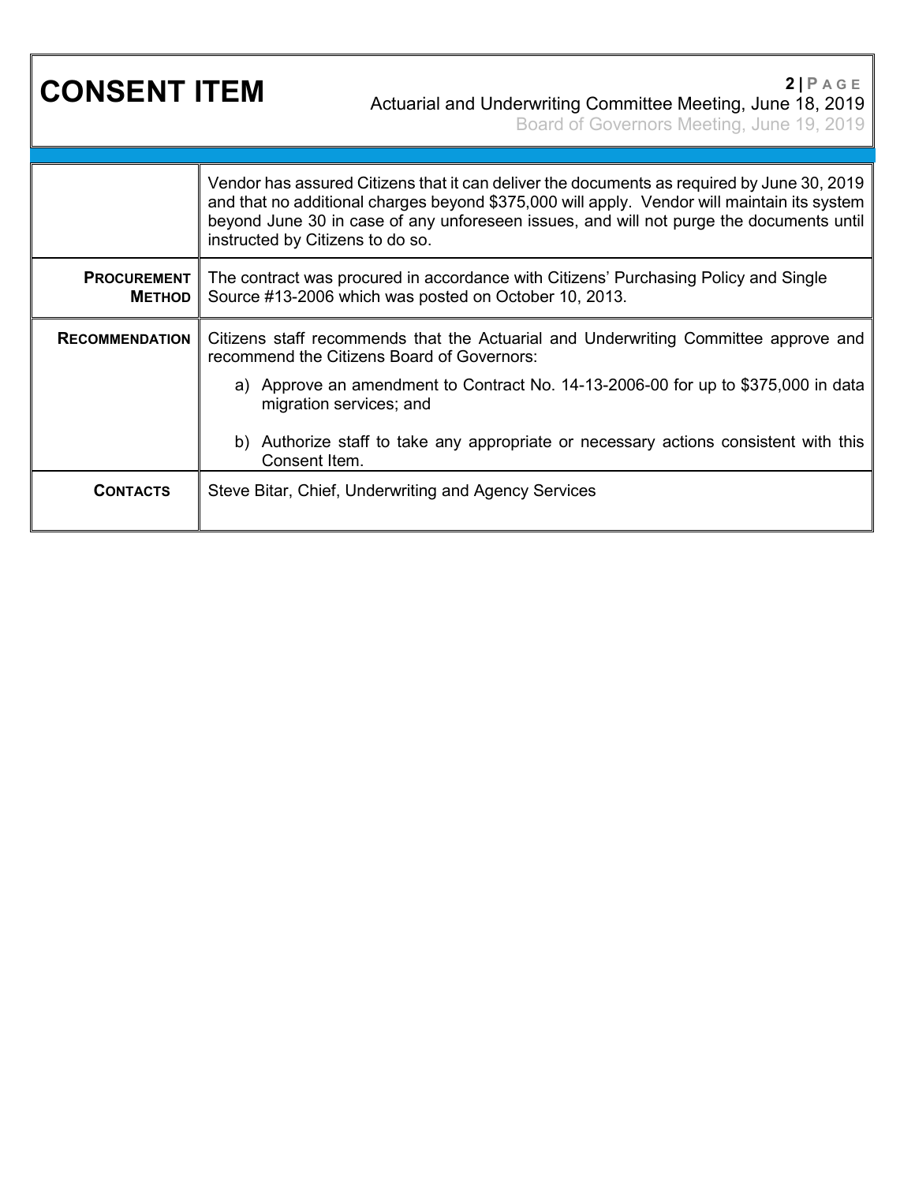| | |
|---|---|
| | Vendor has assured Citizens that it can deliver the documents as required by June 30, 2019 and that no additional charges beyond $375,000 will apply. Vendor will maintain its system beyond June 30 in case of any unforeseen issues, and will not purge the documents until instructed by Citizens to do so. |
| **PROCUREMENT METHOD** | The contract was procured in accordance with Citizens' Purchasing Policy and Single Source #13-2006 which was posted on October 10, 2013. |
| **RECOMMENDATION** | Citizens staff recommends that the Actuarial and Underwriting Committee approve and recommend the Citizens Board of Governors:<br><br>a) Approve an amendment to Contract No. 14-13-2006-00 for up to $375,000 in data migration services; and<br><br>b) Authorize staff to take any appropriate or necessary actions consistent with this Consent Item. |
| **CONTACTS** | Steve Bitar, Chief, Underwriting and Agency Services |